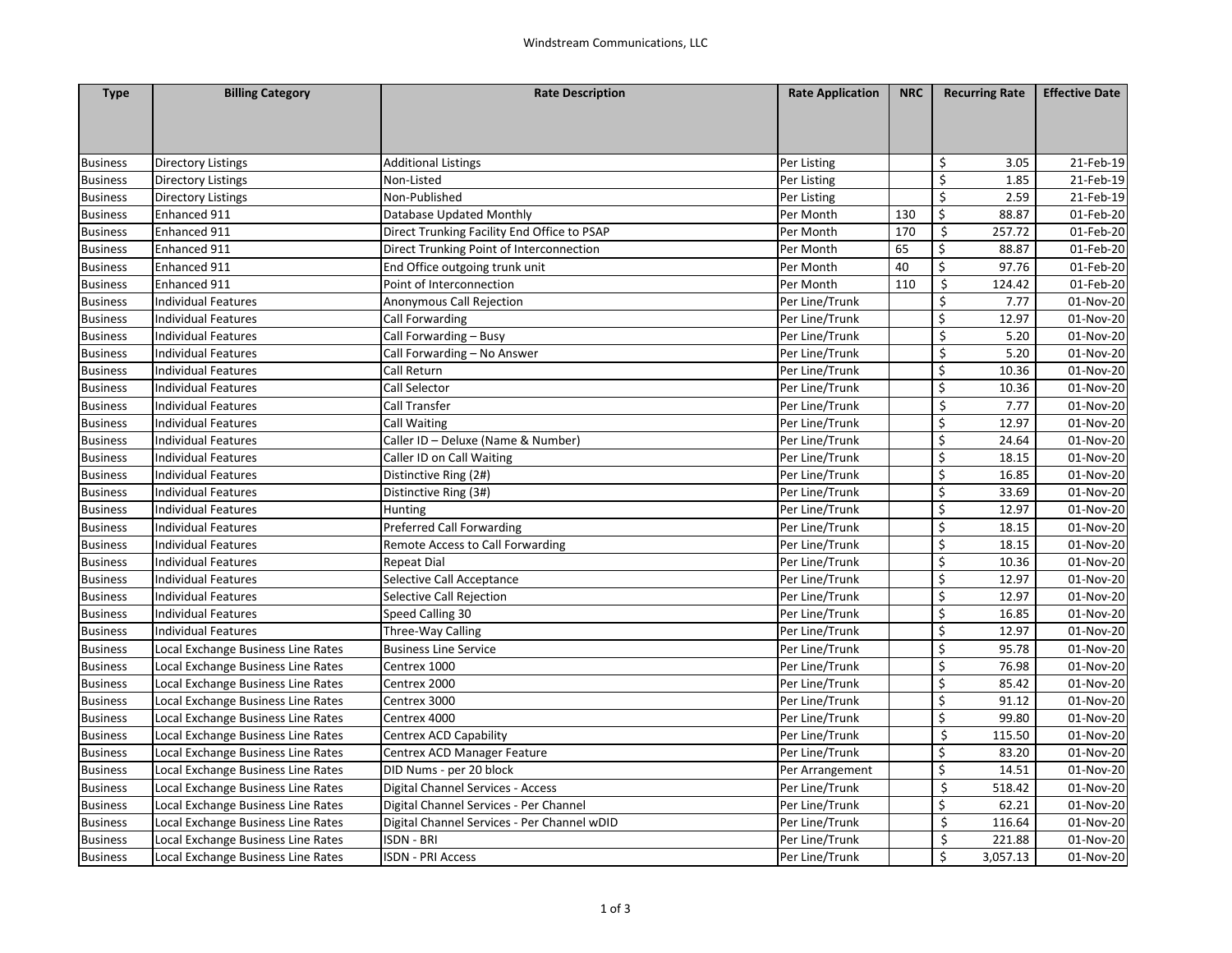Windstream Communications, LLC

| Type | Billing Category | Rate Description | Rate Application | NRC | Recurring Rate | Effective Date |
|---|---|---|---|---|---|---|
| Business | Directory Listings | Additional Listings | Per Listing | | $ 3.05 | 21-Feb-19 |
| Business | Directory Listings | Non-Listed | Per Listing | | $ 1.85 | 21-Feb-19 |
| Business | Directory Listings | Non-Published | Per Listing | | $ 2.59 | 21-Feb-19 |
| Business | Enhanced 911 | Database Updated Monthly | Per Month | 130 | $ 88.87 | 01-Feb-20 |
| Business | Enhanced 911 | Direct Trunking Facility End Office to PSAP | Per Month | 170 | $ 257.72 | 01-Feb-20 |
| Business | Enhanced 911 | Direct Trunking Point of Interconnection | Per Month | 65 | $ 88.87 | 01-Feb-20 |
| Business | Enhanced 911 | End Office outgoing trunk unit | Per Month | 40 | $ 97.76 | 01-Feb-20 |
| Business | Enhanced 911 | Point of Interconnection | Per Month | 110 | $ 124.42 | 01-Feb-20 |
| Business | Individual Features | Anonymous Call Rejection | Per Line/Trunk | | $ 7.77 | 01-Nov-20 |
| Business | Individual Features | Call Forwarding | Per Line/Trunk | | $ 12.97 | 01-Nov-20 |
| Business | Individual Features | Call Forwarding – Busy | Per Line/Trunk | | $ 5.20 | 01-Nov-20 |
| Business | Individual Features | Call Forwarding – No Answer | Per Line/Trunk | | $ 5.20 | 01-Nov-20 |
| Business | Individual Features | Call Return | Per Line/Trunk | | $ 10.36 | 01-Nov-20 |
| Business | Individual Features | Call Selector | Per Line/Trunk | | $ 10.36 | 01-Nov-20 |
| Business | Individual Features | Call Transfer | Per Line/Trunk | | $ 7.77 | 01-Nov-20 |
| Business | Individual Features | Call Waiting | Per Line/Trunk | | $ 12.97 | 01-Nov-20 |
| Business | Individual Features | Caller ID – Deluxe (Name & Number) | Per Line/Trunk | | $ 24.64 | 01-Nov-20 |
| Business | Individual Features | Caller ID on Call Waiting | Per Line/Trunk | | $ 18.15 | 01-Nov-20 |
| Business | Individual Features | Distinctive Ring (2#) | Per Line/Trunk | | $ 16.85 | 01-Nov-20 |
| Business | Individual Features | Distinctive Ring (3#) | Per Line/Trunk | | $ 33.69 | 01-Nov-20 |
| Business | Individual Features | Hunting | Per Line/Trunk | | $ 12.97 | 01-Nov-20 |
| Business | Individual Features | Preferred Call Forwarding | Per Line/Trunk | | $ 18.15 | 01-Nov-20 |
| Business | Individual Features | Remote Access to Call Forwarding | Per Line/Trunk | | $ 18.15 | 01-Nov-20 |
| Business | Individual Features | Repeat Dial | Per Line/Trunk | | $ 10.36 | 01-Nov-20 |
| Business | Individual Features | Selective Call Acceptance | Per Line/Trunk | | $ 12.97 | 01-Nov-20 |
| Business | Individual Features | Selective Call Rejection | Per Line/Trunk | | $ 12.97 | 01-Nov-20 |
| Business | Individual Features | Speed Calling 30 | Per Line/Trunk | | $ 16.85 | 01-Nov-20 |
| Business | Individual Features | Three-Way Calling | Per Line/Trunk | | $ 12.97 | 01-Nov-20 |
| Business | Local Exchange Business Line Rates | Business Line Service | Per Line/Trunk | | $ 95.78 | 01-Nov-20 |
| Business | Local Exchange Business Line Rates | Centrex 1000 | Per Line/Trunk | | $ 76.98 | 01-Nov-20 |
| Business | Local Exchange Business Line Rates | Centrex 2000 | Per Line/Trunk | | $ 85.42 | 01-Nov-20 |
| Business | Local Exchange Business Line Rates | Centrex 3000 | Per Line/Trunk | | $ 91.12 | 01-Nov-20 |
| Business | Local Exchange Business Line Rates | Centrex 4000 | Per Line/Trunk | | $ 99.80 | 01-Nov-20 |
| Business | Local Exchange Business Line Rates | Centrex ACD Capability | Per Line/Trunk | | $ 115.50 | 01-Nov-20 |
| Business | Local Exchange Business Line Rates | Centrex ACD Manager Feature | Per Line/Trunk | | $ 83.20 | 01-Nov-20 |
| Business | Local Exchange Business Line Rates | DID Nums - per 20 block | Per Arrangement | | $ 14.51 | 01-Nov-20 |
| Business | Local Exchange Business Line Rates | Digital Channel Services - Access | Per Line/Trunk | | $ 518.42 | 01-Nov-20 |
| Business | Local Exchange Business Line Rates | Digital Channel Services - Per Channel | Per Line/Trunk | | $ 62.21 | 01-Nov-20 |
| Business | Local Exchange Business Line Rates | Digital Channel Services - Per Channel wDID | Per Line/Trunk | | $ 116.64 | 01-Nov-20 |
| Business | Local Exchange Business Line Rates | ISDN - BRI | Per Line/Trunk | | $ 221.88 | 01-Nov-20 |
| Business | Local Exchange Business Line Rates | ISDN - PRI Access | Per Line/Trunk | | $ 3,057.13 | 01-Nov-20 |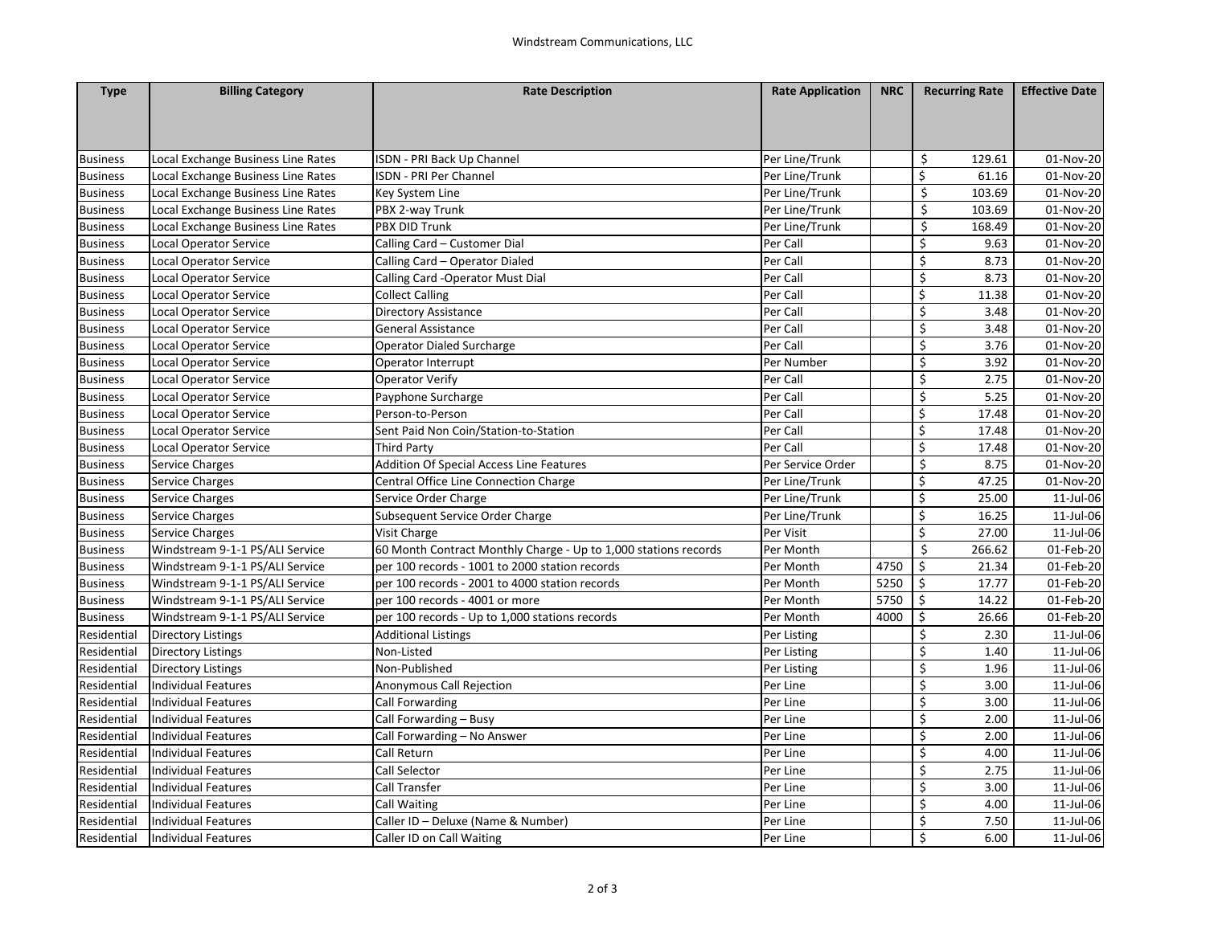| Type | Billing Category | Rate Description | Rate Application | NRC | Recurring Rate | Effective Date |
|---|---|---|---|---|---|---|
| Business | Local Exchange Business Line Rates | ISDN - PRI Back Up Channel | Per Line/Trunk | | $ 129.61 | 01-Nov-20 |
| Business | Local Exchange Business Line Rates | ISDN - PRI Per Channel | Per Line/Trunk | | $ 61.16 | 01-Nov-20 |
| Business | Local Exchange Business Line Rates | Key System Line | Per Line/Trunk | | $ 103.69 | 01-Nov-20 |
| Business | Local Exchange Business Line Rates | PBX 2-way Trunk | Per Line/Trunk | | $ 103.69 | 01-Nov-20 |
| Business | Local Exchange Business Line Rates | PBX DID Trunk | Per Line/Trunk | | $ 168.49 | 01-Nov-20 |
| Business | Local Operator Service | Calling Card – Customer Dial | Per Call | | $ 9.63 | 01-Nov-20 |
| Business | Local Operator Service | Calling Card – Operator Dialed | Per Call | | $ 8.73 | 01-Nov-20 |
| Business | Local Operator Service | Calling Card -Operator Must Dial | Per Call | | $ 8.73 | 01-Nov-20 |
| Business | Local Operator Service | Collect Calling | Per Call | | $ 11.38 | 01-Nov-20 |
| Business | Local Operator Service | Directory Assistance | Per Call | | $ 3.48 | 01-Nov-20 |
| Business | Local Operator Service | General Assistance | Per Call | | $ 3.48 | 01-Nov-20 |
| Business | Local Operator Service | Operator Dialed Surcharge | Per Call | | $ 3.76 | 01-Nov-20 |
| Business | Local Operator Service | Operator Interrupt | Per Number | | $ 3.92 | 01-Nov-20 |
| Business | Local Operator Service | Operator Verify | Per Call | | $ 2.75 | 01-Nov-20 |
| Business | Local Operator Service | Payphone Surcharge | Per Call | | $ 5.25 | 01-Nov-20 |
| Business | Local Operator Service | Person-to-Person | Per Call | | $ 17.48 | 01-Nov-20 |
| Business | Local Operator Service | Sent Paid Non Coin/Station-to-Station | Per Call | | $ 17.48 | 01-Nov-20 |
| Business | Local Operator Service | Third Party | Per Call | | $ 17.48 | 01-Nov-20 |
| Business | Service Charges | Addition Of Special Access Line Features | Per Service Order | | $ 8.75 | 01-Nov-20 |
| Business | Service Charges | Central Office Line Connection Charge | Per Line/Trunk | | $ 47.25 | 01-Nov-20 |
| Business | Service Charges | Service Order Charge | Per Line/Trunk | | $ 25.00 | 11-Jul-06 |
| Business | Service Charges | Subsequent Service Order Charge | Per Line/Trunk | | $ 16.25 | 11-Jul-06 |
| Business | Service Charges | Visit Charge | Per Visit | | $ 27.00 | 11-Jul-06 |
| Business | Windstream 9-1-1 PS/ALI Service | 60 Month Contract Monthly Charge - Up to 1,000 stations records | Per Month | | $ 266.62 | 01-Feb-20 |
| Business | Windstream 9-1-1 PS/ALI Service | per 100 records - 1001 to 2000 station records | Per Month | 4750 | $ 21.34 | 01-Feb-20 |
| Business | Windstream 9-1-1 PS/ALI Service | per 100 records - 2001 to 4000 station records | Per Month | 5250 | $ 17.77 | 01-Feb-20 |
| Business | Windstream 9-1-1 PS/ALI Service | per 100 records - 4001 or more | Per Month | 5750 | $ 14.22 | 01-Feb-20 |
| Business | Windstream 9-1-1 PS/ALI Service | per 100 records - Up to 1,000 stations records | Per Month | 4000 | $ 26.66 | 01-Feb-20 |
| Residential | Directory Listings | Additional Listings | Per Listing | | $ 2.30 | 11-Jul-06 |
| Residential | Directory Listings | Non-Listed | Per Listing | | $ 1.40 | 11-Jul-06 |
| Residential | Directory Listings | Non-Published | Per Listing | | $ 1.96 | 11-Jul-06 |
| Residential | Individual Features | Anonymous Call Rejection | Per Line | | $ 3.00 | 11-Jul-06 |
| Residential | Individual Features | Call Forwarding | Per Line | | $ 3.00 | 11-Jul-06 |
| Residential | Individual Features | Call Forwarding – Busy | Per Line | | $ 2.00 | 11-Jul-06 |
| Residential | Individual Features | Call Forwarding – No Answer | Per Line | | $ 2.00 | 11-Jul-06 |
| Residential | Individual Features | Call Return | Per Line | | $ 4.00 | 11-Jul-06 |
| Residential | Individual Features | Call Selector | Per Line | | $ 2.75 | 11-Jul-06 |
| Residential | Individual Features | Call Transfer | Per Line | | $ 3.00 | 11-Jul-06 |
| Residential | Individual Features | Call Waiting | Per Line | | $ 4.00 | 11-Jul-06 |
| Residential | Individual Features | Caller ID – Deluxe (Name & Number) | Per Line | | $ 7.50 | 11-Jul-06 |
| Residential | Individual Features | Caller ID on Call Waiting | Per Line | | $ 6.00 | 11-Jul-06 |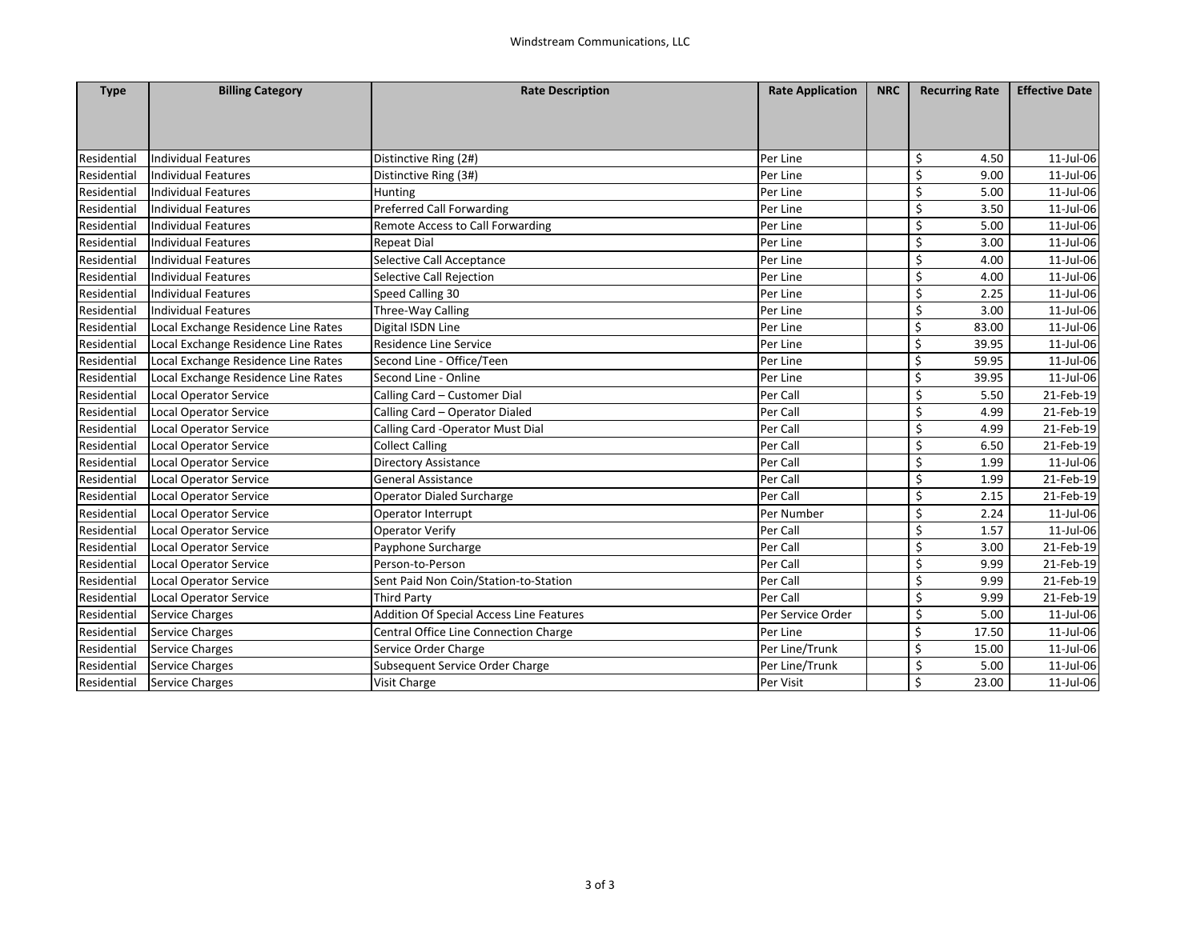| Type | Billing Category | Rate Description | Rate Application | NRC | Recurring Rate | Effective Date |
|---|---|---|---|---|---|---|
| Residential | Individual Features | Distinctive Ring (2#) | Per Line | | $ 4.50 | 11-Jul-06 |
| Residential | Individual Features | Distinctive Ring (3#) | Per Line | | $ 9.00 | 11-Jul-06 |
| Residential | Individual Features | Hunting | Per Line | | $ 5.00 | 11-Jul-06 |
| Residential | Individual Features | Preferred Call Forwarding | Per Line | | $ 3.50 | 11-Jul-06 |
| Residential | Individual Features | Remote Access to Call Forwarding | Per Line | | $ 5.00 | 11-Jul-06 |
| Residential | Individual Features | Repeat Dial | Per Line | | $ 3.00 | 11-Jul-06 |
| Residential | Individual Features | Selective Call Acceptance | Per Line | | $ 4.00 | 11-Jul-06 |
| Residential | Individual Features | Selective Call Rejection | Per Line | | $ 4.00 | 11-Jul-06 |
| Residential | Individual Features | Speed Calling 30 | Per Line | | $ 2.25 | 11-Jul-06 |
| Residential | Individual Features | Three-Way Calling | Per Line | | $ 3.00 | 11-Jul-06 |
| Residential | Local Exchange Residence Line Rates | Digital ISDN Line | Per Line | | $ 83.00 | 11-Jul-06 |
| Residential | Local Exchange Residence Line Rates | Residence Line Service | Per Line | | $ 39.95 | 11-Jul-06 |
| Residential | Local Exchange Residence Line Rates | Second Line - Office/Teen | Per Line | | $ 59.95 | 11-Jul-06 |
| Residential | Local Exchange Residence Line Rates | Second Line - Online | Per Line | | $ 39.95 | 11-Jul-06 |
| Residential | Local Operator Service | Calling Card – Customer Dial | Per Call | | $ 5.50 | 21-Feb-19 |
| Residential | Local Operator Service | Calling Card – Operator Dialed | Per Call | | $ 4.99 | 21-Feb-19 |
| Residential | Local Operator Service | Calling Card -Operator Must Dial | Per Call | | $ 4.99 | 21-Feb-19 |
| Residential | Local Operator Service | Collect Calling | Per Call | | $ 6.50 | 21-Feb-19 |
| Residential | Local Operator Service | Directory Assistance | Per Call | | $ 1.99 | 11-Jul-06 |
| Residential | Local Operator Service | General Assistance | Per Call | | $ 1.99 | 21-Feb-19 |
| Residential | Local Operator Service | Operator Dialed Surcharge | Per Call | | $ 2.15 | 21-Feb-19 |
| Residential | Local Operator Service | Operator Interrupt | Per Number | | $ 2.24 | 11-Jul-06 |
| Residential | Local Operator Service | Operator Verify | Per Call | | $ 1.57 | 11-Jul-06 |
| Residential | Local Operator Service | Payphone Surcharge | Per Call | | $ 3.00 | 21-Feb-19 |
| Residential | Local Operator Service | Person-to-Person | Per Call | | $ 9.99 | 21-Feb-19 |
| Residential | Local Operator Service | Sent Paid Non Coin/Station-to-Station | Per Call | | $ 9.99 | 21-Feb-19 |
| Residential | Local Operator Service | Third Party | Per Call | | $ 9.99 | 21-Feb-19 |
| Residential | Service Charges | Addition Of Special Access Line Features | Per Service Order | | $ 5.00 | 11-Jul-06 |
| Residential | Service Charges | Central Office Line Connection Charge | Per Line | | $ 17.50 | 11-Jul-06 |
| Residential | Service Charges | Service Order Charge | Per Line/Trunk | | $ 15.00 | 11-Jul-06 |
| Residential | Service Charges | Subsequent Service Order Charge | Per Line/Trunk | | $ 5.00 | 11-Jul-06 |
| Residential | Service Charges | Visit Charge | Per Visit | | $ 23.00 | 11-Jul-06 |